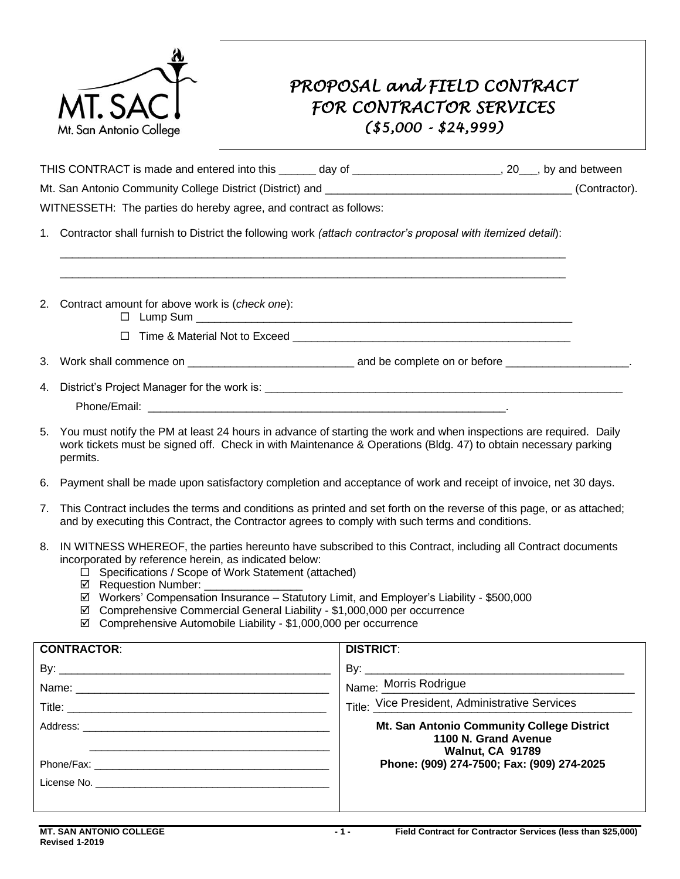MT. SAC
Mt. San Antonio College

# *PROPOSAL and FIELD CONTRACT FOR CONTRACTOR SERVICES*
## *($5,000 - $24,999)*

THIS CONTRACT is made and entered into this ______ day of ________________________, 20___, by and between Mt. San Antonio Community College District (District) and ________________________________________ (Contractor).

WITNESSETH: The parties do hereby agree, and contract as follows:

1. Contractor shall furnish to District the following work *(attach contractor's proposal with itemized detail*):

   ________________________________________________________________________________________

   ________________________________________________________________________________________

2. Contract amount for above work is (*check one*):
   - ☐ Lump Sum ________________________________________________________________
   - ☐ Time & Material Not to Exceed ______________________________________________

3. Work shall commence on ___________________________ and be complete on or before ____________________.

4. District's Project Manager for the work is: ____________________________________________________________

   Phone/Email: _____________________________________________________________.

5. You must notify the PM at least 24 hours in advance of starting the work and when inspections are required. Daily work tickets must be signed off. Check in with Maintenance & Operations (Bldg. 47) to obtain necessary parking permits.

6. Payment shall be made upon satisfactory completion and acceptance of work and receipt of invoice, net 30 days.

7. This Contract includes the terms and conditions as printed and set forth on the reverse of this page, or as attached; and by executing this Contract, the Contractor agrees to comply with such terms and conditions.

8. IN WITNESS WHEREOF, the parties hereunto have subscribed to this Contract, including all Contract documents incorporated by reference herein, as indicated below:
   - ☐ Specifications / Scope of Work Statement (attached)
   - ☑ Requestion Number: ________________
   - ☑ Workers' Compensation Insurance – Statutory Limit, and Employer's Liability - $500,000
   - ☑ Comprehensive Commercial General Liability - $1,000,000 per occurrence
   - ☑ Comprehensive Automobile Liability - $1,000,000 per occurrence

| **CONTRACTOR**: | **DISTRICT**: |
|---|---|
| By: ____________________________________ | By: ____________________________________ |
| Name: __________________________________ | Name: Morris Rodrigue |
| Title: __________________________________ | Title: Vice President, Administrative Services |
| Address: ________________________________ ________________________________________ | **Mt. San Antonio Community College District** **1100 N. Grand Avenue** **Walnut, CA 91789** **Phone: (909) 274-7500; Fax: (909) 274-2025** |
| Phone/Fax: ______________________________ | |
| License No. ______________________________ | |

**MT. SAN ANTONIO COLLEGE**
**Revised 1-2019**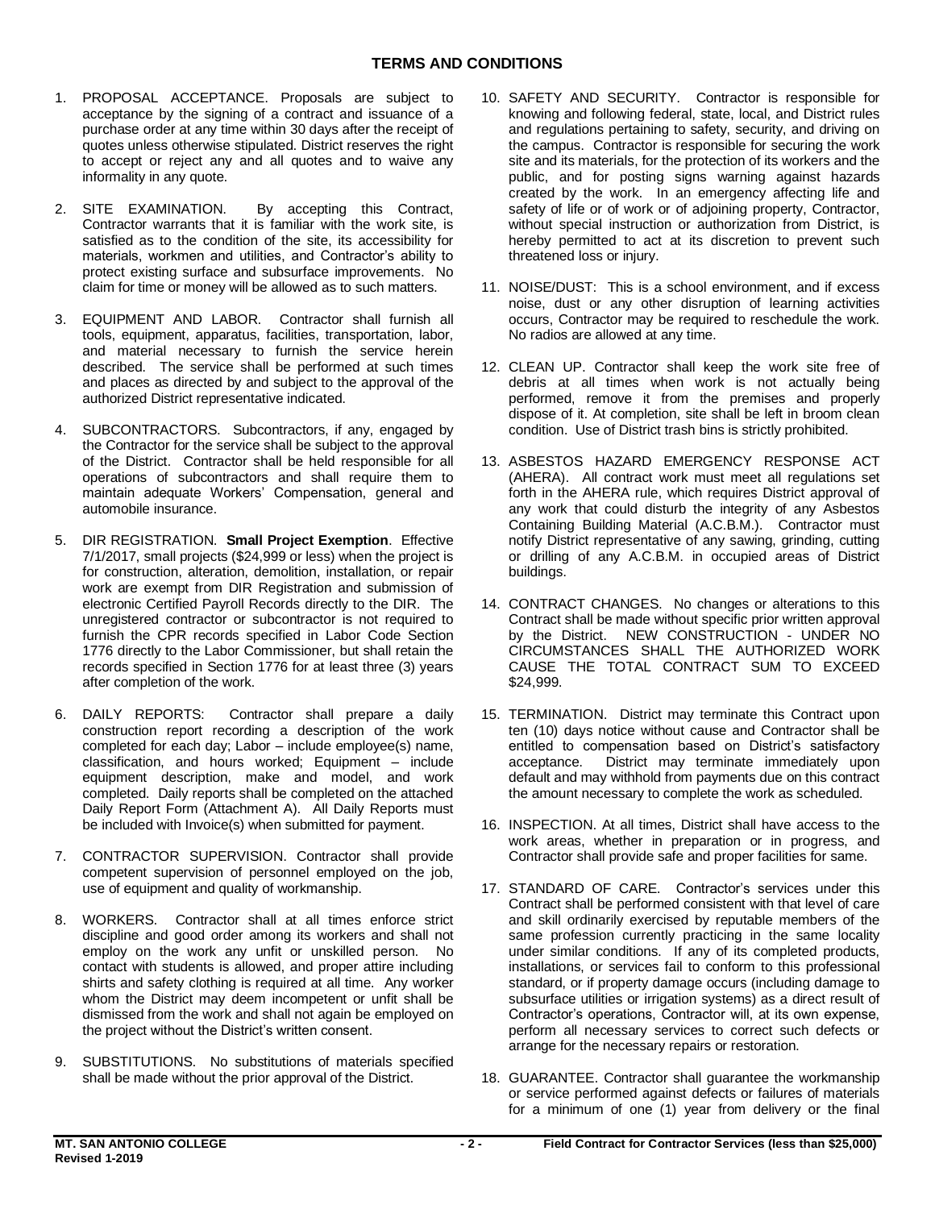## TERMS AND CONDITIONS

1. PROPOSAL ACCEPTANCE. Proposals are subject to acceptance by the signing of a contract and issuance of a purchase order at any time within 30 days after the receipt of quotes unless otherwise stipulated. District reserves the right to accept or reject any and all quotes and to waive any informality in any quote.

2. SITE EXAMINATION. By accepting this Contract, Contractor warrants that it is familiar with the work site, is satisfied as to the condition of the site, its accessibility for materials, workmen and utilities, and Contractor's ability to protect existing surface and subsurface improvements. No claim for time or money will be allowed as to such matters.

3. EQUIPMENT AND LABOR. Contractor shall furnish all tools, equipment, apparatus, facilities, transportation, labor, and material necessary to furnish the service herein described. The service shall be performed at such times and places as directed by and subject to the approval of the authorized District representative indicated.

4. SUBCONTRACTORS. Subcontractors, if any, engaged by the Contractor for the service shall be subject to the approval of the District. Contractor shall be held responsible for all operations of subcontractors and shall require them to maintain adequate Workers' Compensation, general and automobile insurance.

5. DIR REGISTRATION. **Small Project Exemption**. Effective 7/1/2017, small projects ($24,999 or less) when the project is for construction, alteration, demolition, installation, or repair work are exempt from DIR Registration and submission of electronic Certified Payroll Records directly to the DIR. The unregistered contractor or subcontractor is not required to furnish the CPR records specified in Labor Code Section 1776 directly to the Labor Commissioner, but shall retain the records specified in Section 1776 for at least three (3) years after completion of the work.

6. DAILY REPORTS: Contractor shall prepare a daily construction report recording a description of the work completed for each day; Labor – include employee(s) name, classification, and hours worked; Equipment – include equipment description, make and model, and work completed. Daily reports shall be completed on the attached Daily Report Form (Attachment A). All Daily Reports must be included with Invoice(s) when submitted for payment.

7. CONTRACTOR SUPERVISION. Contractor shall provide competent supervision of personnel employed on the job, use of equipment and quality of workmanship.

8. WORKERS. Contractor shall at all times enforce strict discipline and good order among its workers and shall not employ on the work any unfit or unskilled person. No contact with students is allowed, and proper attire including shirts and safety clothing is required at all time. Any worker whom the District may deem incompetent or unfit shall be dismissed from the work and shall not again be employed on the project without the District's written consent.

9. SUBSTITUTIONS. No substitutions of materials specified shall be made without the prior approval of the District.

10. SAFETY AND SECURITY. Contractor is responsible for knowing and following federal, state, local, and District rules and regulations pertaining to safety, security, and driving on the campus. Contractor is responsible for securing the work site and its materials, for the protection of its workers and the public, and for posting signs warning against hazards created by the work. In an emergency affecting life and safety of life or of work or of adjoining property, Contractor, without special instruction or authorization from District, is hereby permitted to act at its discretion to prevent such threatened loss or injury.

11. NOISE/DUST: This is a school environment, and if excess noise, dust or any other disruption of learning activities occurs, Contractor may be required to reschedule the work. No radios are allowed at any time.

12. CLEAN UP. Contractor shall keep the work site free of debris at all times when work is not actually being performed, remove it from the premises and properly dispose of it. At completion, site shall be left in broom clean condition. Use of District trash bins is strictly prohibited.

13. ASBESTOS HAZARD EMERGENCY RESPONSE ACT (AHERA). All contract work must meet all regulations set forth in the AHERA rule, which requires District approval of any work that could disturb the integrity of any Asbestos Containing Building Material (A.C.B.M.). Contractor must notify District representative of any sawing, grinding, cutting or drilling of any A.C.B.M. in occupied areas of District buildings.

14. CONTRACT CHANGES. No changes or alterations to this Contract shall be made without specific prior written approval by the District. NEW CONSTRUCTION - UNDER NO CIRCUMSTANCES SHALL THE AUTHORIZED WORK CAUSE THE TOTAL CONTRACT SUM TO EXCEED $24,999.

15. TERMINATION. District may terminate this Contract upon ten (10) days notice without cause and Contractor shall be entitled to compensation based on District's satisfactory acceptance. District may terminate immediately upon default and may withhold from payments due on this contract the amount necessary to complete the work as scheduled.

16. INSPECTION. At all times, District shall have access to the work areas, whether in preparation or in progress, and Contractor shall provide safe and proper facilities for same.

17. STANDARD OF CARE. Contractor's services under this Contract shall be performed consistent with that level of care and skill ordinarily exercised by reputable members of the same profession currently practicing in the same locality under similar conditions. If any of its completed products, installations, or services fail to conform to this professional standard, or if property damage occurs (including damage to subsurface utilities or irrigation systems) as a direct result of Contractor's operations, Contractor will, at its own expense, perform all necessary services to correct such defects or arrange for the necessary repairs or restoration.

18. GUARANTEE. Contractor shall guarantee the workmanship or service performed against defects or failures of materials for a minimum of one (1) year from delivery or the final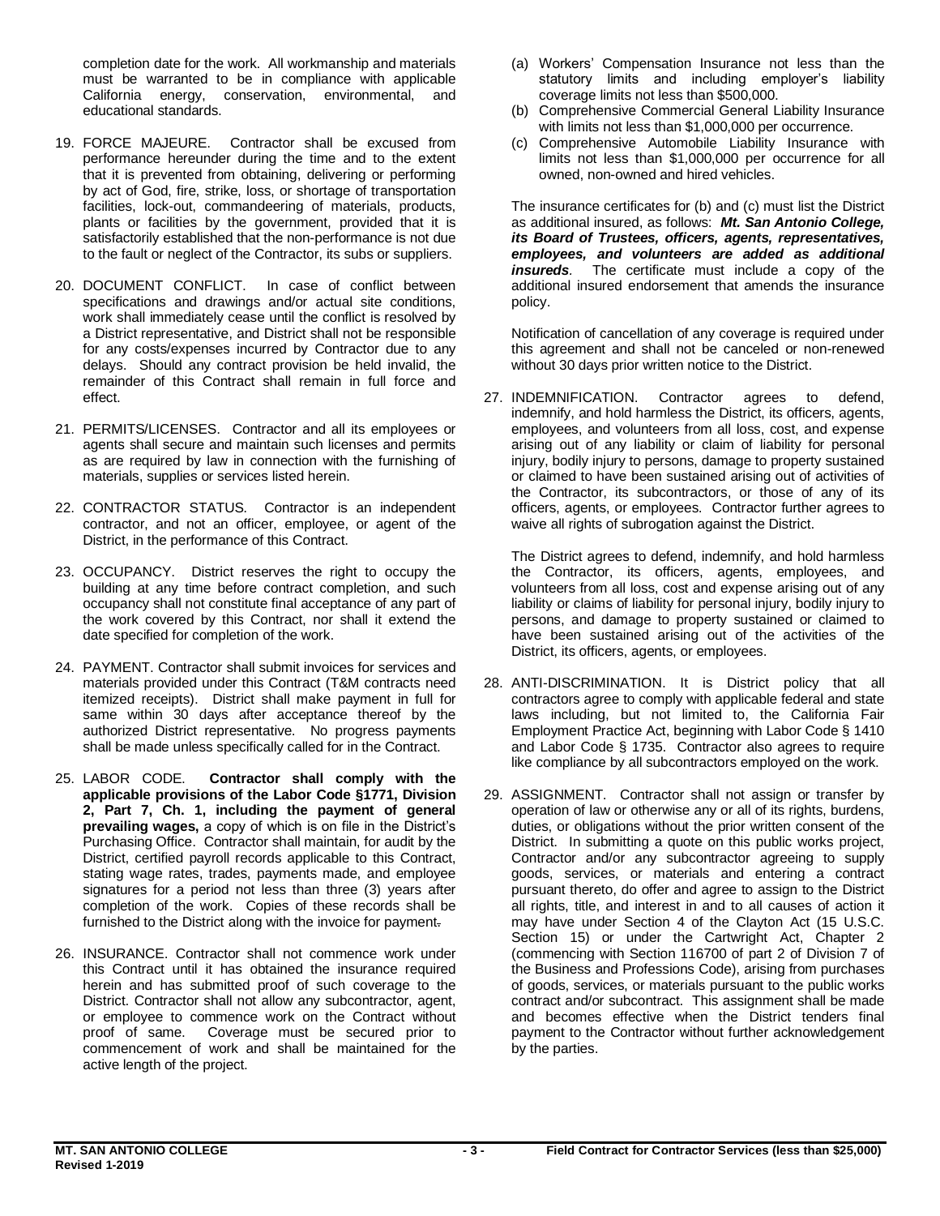completion date for the work. All workmanship and materials must be warranted to be in compliance with applicable California energy, conservation, environmental, and educational standards.

19. FORCE MAJEURE. Contractor shall be excused from performance hereunder during the time and to the extent that it is prevented from obtaining, delivering or performing by act of God, fire, strike, loss, or shortage of transportation facilities, lock-out, commandeering of materials, products, plants or facilities by the government, provided that it is satisfactorily established that the non-performance is not due to the fault or neglect of the Contractor, its subs or suppliers.

20. DOCUMENT CONFLICT. In case of conflict between specifications and drawings and/or actual site conditions, work shall immediately cease until the conflict is resolved by a District representative, and District shall not be responsible for any costs/expenses incurred by Contractor due to any delays. Should any contract provision be held invalid, the remainder of this Contract shall remain in full force and effect.

21. PERMITS/LICENSES. Contractor and all its employees or agents shall secure and maintain such licenses and permits as are required by law in connection with the furnishing of materials, supplies or services listed herein.

22. CONTRACTOR STATUS. Contractor is an independent contractor, and not an officer, employee, or agent of the District, in the performance of this Contract.

23. OCCUPANCY. District reserves the right to occupy the building at any time before contract completion, and such occupancy shall not constitute final acceptance of any part of the work covered by this Contract, nor shall it extend the date specified for completion of the work.

24. PAYMENT. Contractor shall submit invoices for services and materials provided under this Contract (T&M contracts need itemized receipts). District shall make payment in full for same within 30 days after acceptance thereof by the authorized District representative. No progress payments shall be made unless specifically called for in the Contract.

25. LABOR CODE. **Contractor shall comply with the applicable provisions of the Labor Code §1771, Division 2, Part 7, Ch. 1, including the payment of general prevailing wages,** a copy of which is on file in the District's Purchasing Office. Contractor shall maintain, for audit by the District, certified payroll records applicable to this Contract, stating wage rates, trades, payments made, and employee signatures for a period not less than three (3) years after completion of the work. Copies of these records shall be furnished to the District along with the invoice for payment.

26. INSURANCE. Contractor shall not commence work under this Contract until it has obtained the insurance required herein and has submitted proof of such coverage to the District. Contractor shall not allow any subcontractor, agent, or employee to commence work on the Contract without proof of same. Coverage must be secured prior to commencement of work and shall be maintained for the active length of the project.

    (a) Workers' Compensation Insurance not less than the statutory limits and including employer's liability coverage limits not less than $500,000.
    (b) Comprehensive Commercial General Liability Insurance with limits not less than $1,000,000 per occurrence.
    (c) Comprehensive Automobile Liability Insurance with limits not less than $1,000,000 per occurrence for all owned, non-owned and hired vehicles.

    The insurance certificates for (b) and (c) must list the District as additional insured, as follows: ***Mt. San Antonio College, its Board of Trustees, officers, agents, representatives, employees, and volunteers are added as additional insureds***. The certificate must include a copy of the additional insured endorsement that amends the insurance policy.

    Notification of cancellation of any coverage is required under this agreement and shall not be canceled or non-renewed without 30 days prior written notice to the District.

27. INDEMNIFICATION. Contractor agrees to defend, indemnify, and hold harmless the District, its officers, agents, employees, and volunteers from all loss, cost, and expense arising out of any liability or claim of liability for personal injury, bodily injury to persons, damage to property sustained or claimed to have been sustained arising out of activities of the Contractor, its subcontractors, or those of any of its officers, agents, or employees. Contractor further agrees to waive all rights of subrogation against the District.

    The District agrees to defend, indemnify, and hold harmless the Contractor, its officers, agents, employees, and volunteers from all loss, cost and expense arising out of any liability or claims of liability for personal injury, bodily injury to persons, and damage to property sustained or claimed to have been sustained arising out of the activities of the District, its officers, agents, or employees.

28. ANTI-DISCRIMINATION. It is District policy that all contractors agree to comply with applicable federal and state laws including, but not limited to, the California Fair Employment Practice Act, beginning with Labor Code § 1410 and Labor Code § 1735. Contractor also agrees to require like compliance by all subcontractors employed on the work.

29. ASSIGNMENT. Contractor shall not assign or transfer by operation of law or otherwise any or all of its rights, burdens, duties, or obligations without the prior written consent of the District. In submitting a quote on this public works project, Contractor and/or any subcontractor agreeing to supply goods, services, or materials and entering a contract pursuant thereto, do offer and agree to assign to the District all rights, title, and interest in and to all causes of action it may have under Section 4 of the Clayton Act (15 U.S.C. Section 15) or under the Cartwright Act, Chapter 2 (commencing with Section 116700 of part 2 of Division 7 of the Business and Professions Code), arising from purchases of goods, services, or materials pursuant to the public works contract and/or subcontract. This assignment shall be made and becomes effective when the District tenders final payment to the Contractor without further acknowledgement by the parties.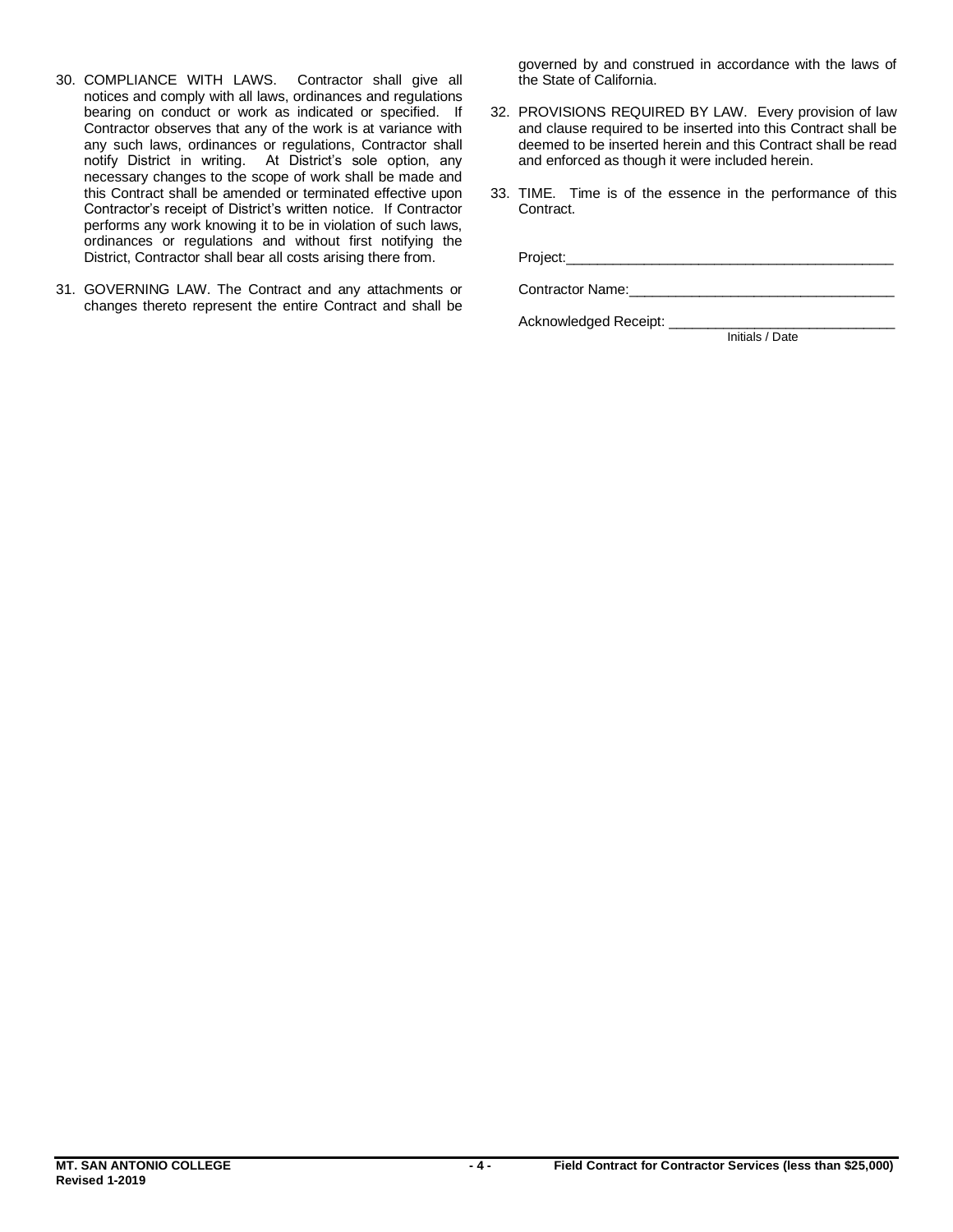30. COMPLIANCE WITH LAWS. Contractor shall give all notices and comply with all laws, ordinances and regulations bearing on conduct or work as indicated or specified. If Contractor observes that any of the work is at variance with any such laws, ordinances or regulations, Contractor shall notify District in writing. At District's sole option, any necessary changes to the scope of work shall be made and this Contract shall be amended or terminated effective upon Contractor's receipt of District's written notice. If Contractor performs any work knowing it to be in violation of such laws, ordinances or regulations and without first notifying the District, Contractor shall bear all costs arising there from.

31. GOVERNING LAW. The Contract and any attachments or changes thereto represent the entire Contract and shall be governed by and construed in accordance with the laws of the State of California.

32. PROVISIONS REQUIRED BY LAW. Every provision of law and clause required to be inserted into this Contract shall be deemed to be inserted herein and this Contract shall be read and enforced as though it were included herein.

33. TIME. Time is of the essence in the performance of this Contract.

Project:__________________________________________

Contractor Name:__________________________________

Acknowledged Receipt: _____________________________
Initials / Date